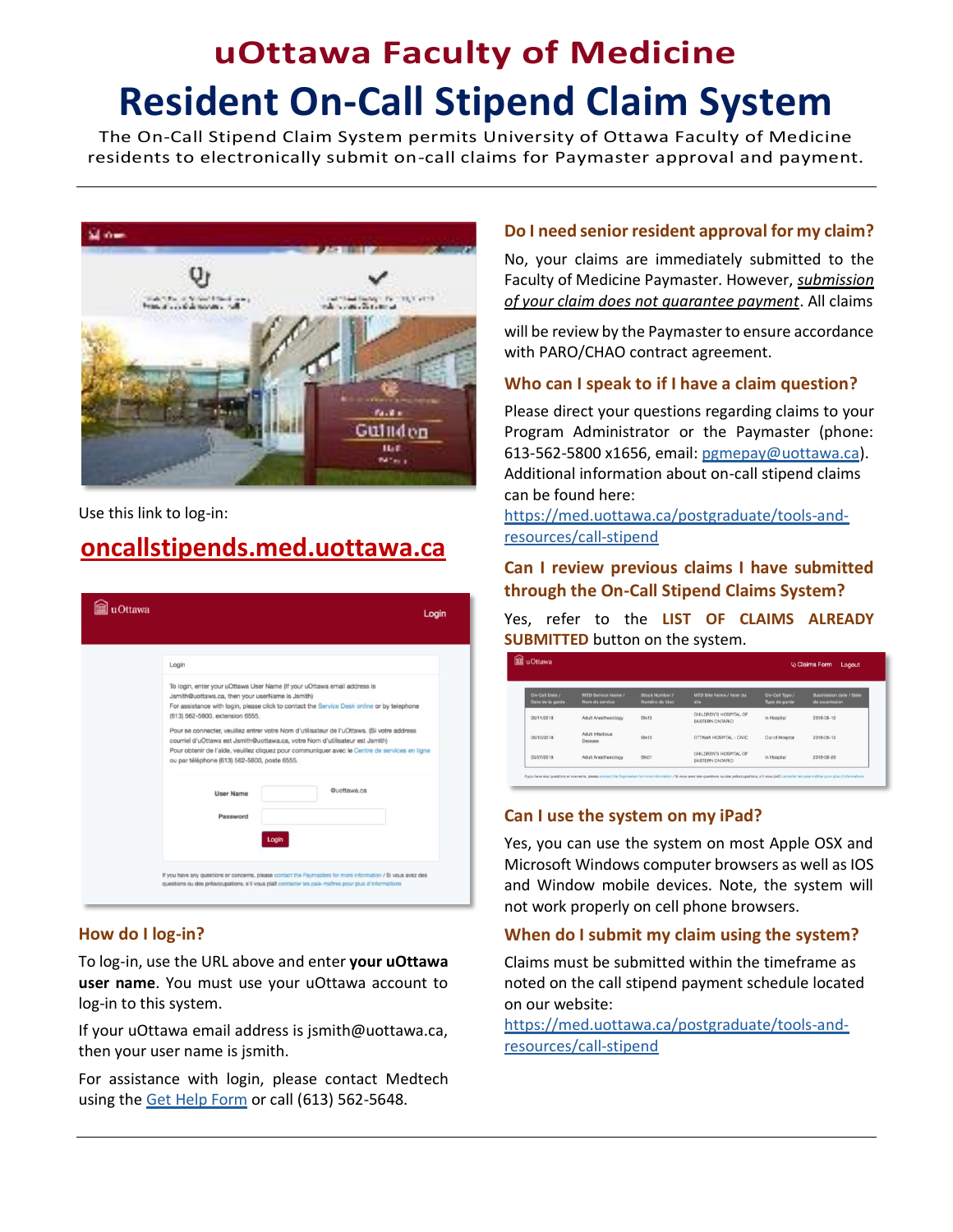# uOttawa Faculty of Medicine

# Resident On-Call Stipend Claim System

The On-Call Stipend Claim System permits University of Ottawa Faculty of Medicine residents to electronically submit on-call claims for Paymaster approval and payment.

Use this link to log-in:

## oncallstipends.med.uottawa.ca

### How do I log-in?

To log-in, use the URL above and enter **your uOttawa user name**. You must use your uOttawa account to log-in to this system.

If your uOttawa email address is jsmith@uottawa.ca, then your user name is jsmith.

For assistance with login, please contact Medtech using the Get Help Form or call (613) 562-5648.

### Do I need senior resident approval for my claim?

No, your claims are immediately submitted to the Faculty of Medicine Paymaster. However, *submission of your claim does not guarantee payment*. All claims

will be review by the Paymaster to ensure accordance with PARO/CHAO contract agreement.

### Who can I speak to if I have a claim question?

Please direct your questions regarding claims to your Program Administrator or the Paymaster (phone: 613-562-5800 x1656, email: pgmepay@uottawa.ca). Additional information about on-call stipend claims can be found here: https://med.uottawa.ca/postgraduate/tools-and-resources/call-stipend

### Can I review previous claims I have submitted through the On-Call Stipend Claims System?

Yes, refer to the **LIST OF CLAIMS ALREADY SUBMITTED** button on the system.

### Can I use the system on my iPad?

Yes, you can use the system on most Apple OSX and Microsoft Windows computer browsers as well as IOS and Window mobile devices. Note, the system will not work properly on cell phone browsers.

### When do I submit my claim using the system?

Claims must be submitted within the timeframe as noted on the call stipend payment schedule located on our website: https://med.uottawa.ca/postgraduate/tools-and-resources/call-stipend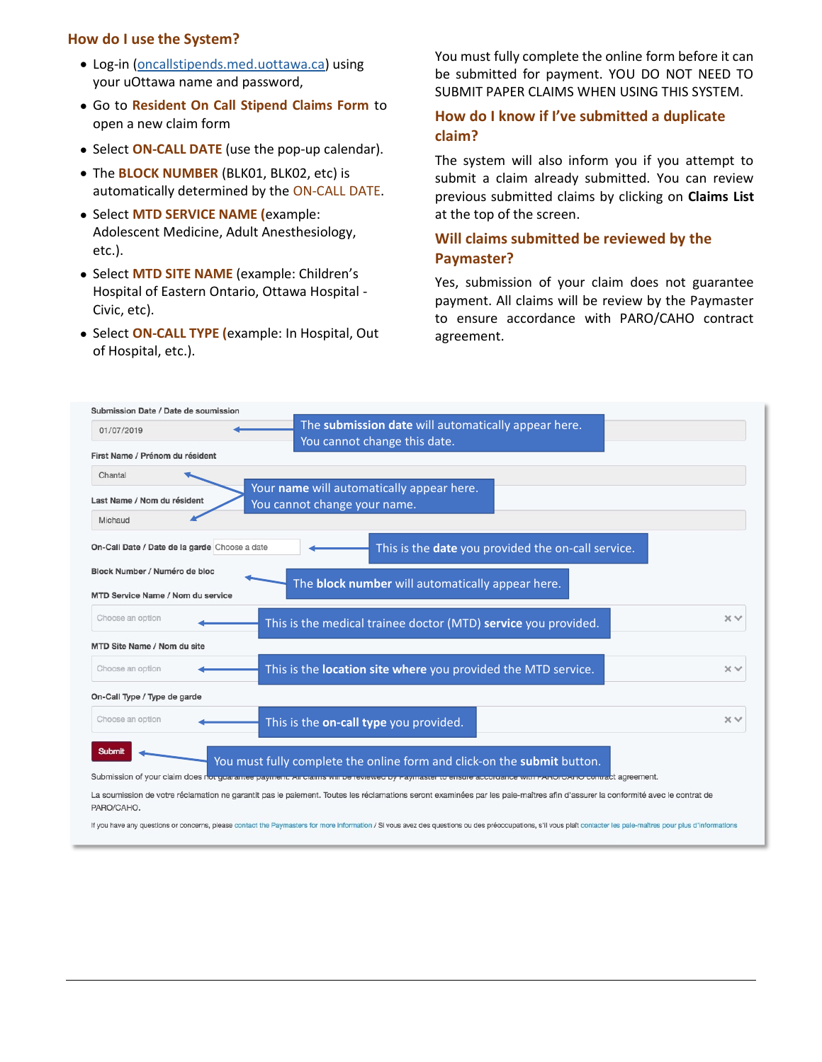## How do I use the System?

- Log-in (oncallstipends.med.uottawa.ca) using your uOttawa name and password,
- Go to **Resident On Call Stipend Claims Form** to open a new claim form
- Select **ON-CALL DATE** (use the pop-up calendar).
- The **BLOCK NUMBER** (BLK01, BLK02, etc) is automatically determined by the ON-CALL DATE.
- Select **MTD SERVICE NAME** (example: Adolescent Medicine, Adult Anesthesiology, etc.).
- Select **MTD SITE NAME** (example: Children's Hospital of Eastern Ontario, Ottawa Hospital - Civic, etc).
- Select **ON-CALL TYPE** (example: In Hospital, Out of Hospital, etc.).

You must fully complete the online form before it can be submitted for payment. YOU DO NOT NEED TO SUBMIT PAPER CLAIMS WHEN USING THIS SYSTEM.

## How do I know if I've submitted a duplicate claim?

The system will also inform you if you attempt to submit a claim already submitted. You can review previous submitted claims by clicking on **Claims List** at the top of the screen.

## Will claims submitted be reviewed by the Paymaster?

Yes, submission of your claim does not guarantee payment. All claims will be review by the Paymaster to ensure accordance with PARO/CAHO contract agreement.

Submission Date / Date de soumission

01/07/2019

The **submission date** will automatically appear here. You cannot change this date.

First Name / Prénom du résident

Chantal

Last Name / Nom du résident

Michaud

Your **name** will automatically appear here. You cannot change your name.

On-Call Date / Date de la garde: Choose a date

This is the **date** you provided the on-call service.

Block Number / Numéro de bloc

The **block number** will automatically appear here.

MTD Service Name / Nom du service

Choose an option

This is the medical trainee doctor (MTD) **service** you provided.

MTD Site Name / Nom du site

Choose an option

This is the **location site where** you provided the MTD service.

On-Call Type / Type de garde

Choose an option

This is the **on-call type** you provided.

Submit

You must fully complete the online form and click-on the **submit** button.

Submission of your claim does not guarantee payment. All claims will be reviewed by Paymaster to ensure accordance with PARO/CAHO contract agreement.

La soumission de votre réclamation ne garantit pas le paiement. Toutes les réclamations seront examinées par les paie-maîtres afin d'assurer la conformité avec le contrat de PARO/CAHO.

If you have any questions or concerns, please contact the Paymasters for more information / Si vous avez des questions ou des préoccupations, s'il vous plaît contacter les paie-maîtres pour plus d'informations